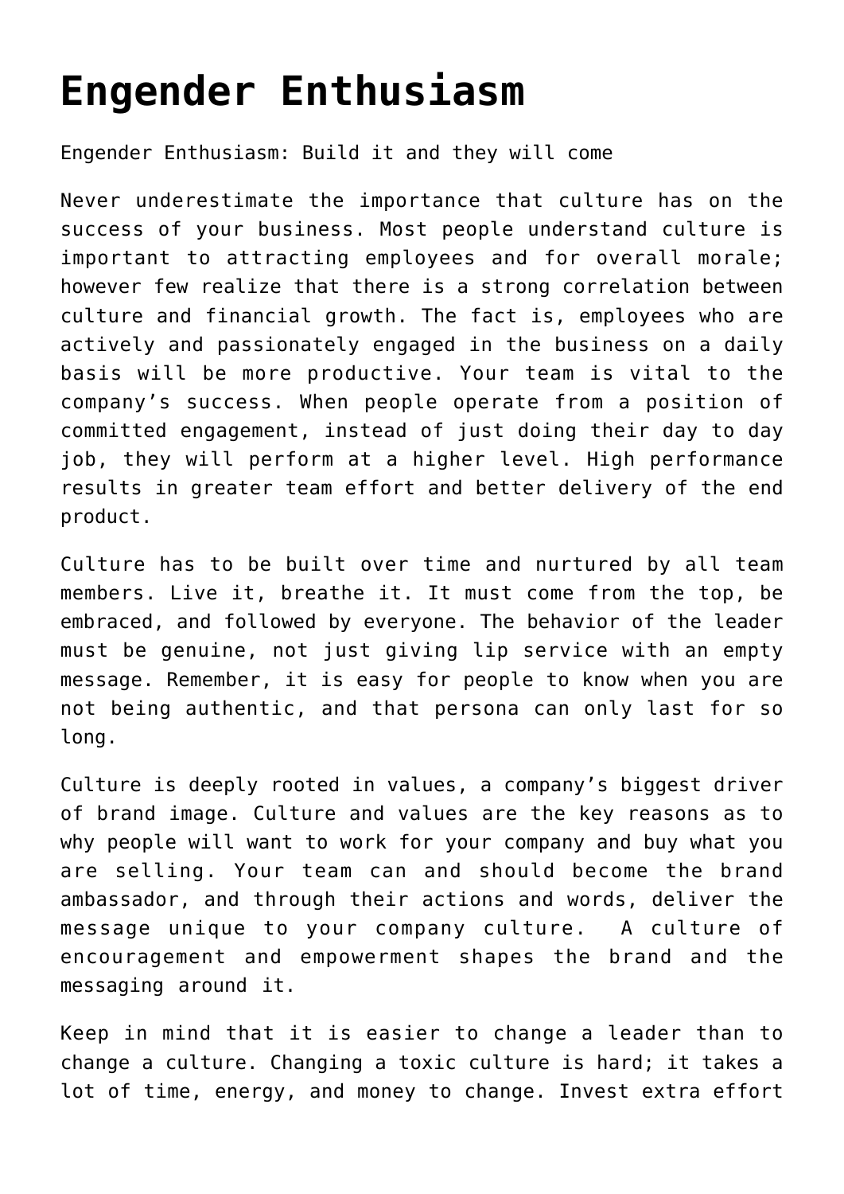# Engender Enthusiasm

Engender Enthusiasm: Build it and they will come

Never underestimate the importance that culture has on the success of your business. Most people understand culture is important to attracting employees and for overall morale; however few realize that there is a strong correlation between culture and financial growth. The fact is, employees who are actively and passionately engaged in the business on a daily basis will be more productive. Your team is vital to the company's success. When people operate from a position of committed engagement, instead of just doing their day to day job, they will perform at a higher level. High performance results in greater team effort and better delivery of the end product.

Culture has to be built over time and nurtured by all team members. Live it, breathe it. It must come from the top, be embraced, and followed by everyone. The behavior of the leader must be genuine, not just giving lip service with an empty message. Remember, it is easy for people to know when you are not being authentic, and that persona can only last for so long.

Culture is deeply rooted in values, a company's biggest driver of brand image. Culture and values are the key reasons as to why people will want to work for your company and buy what you are selling. Your team can and should become the brand ambassador, and through their actions and words, deliver the message unique to your company culture. A culture of encouragement and empowerment shapes the brand and the messaging around it.

Keep in mind that it is easier to change a leader than to change a culture. Changing a toxic culture is hard; it takes a lot of time, energy, and money to change. Invest extra effort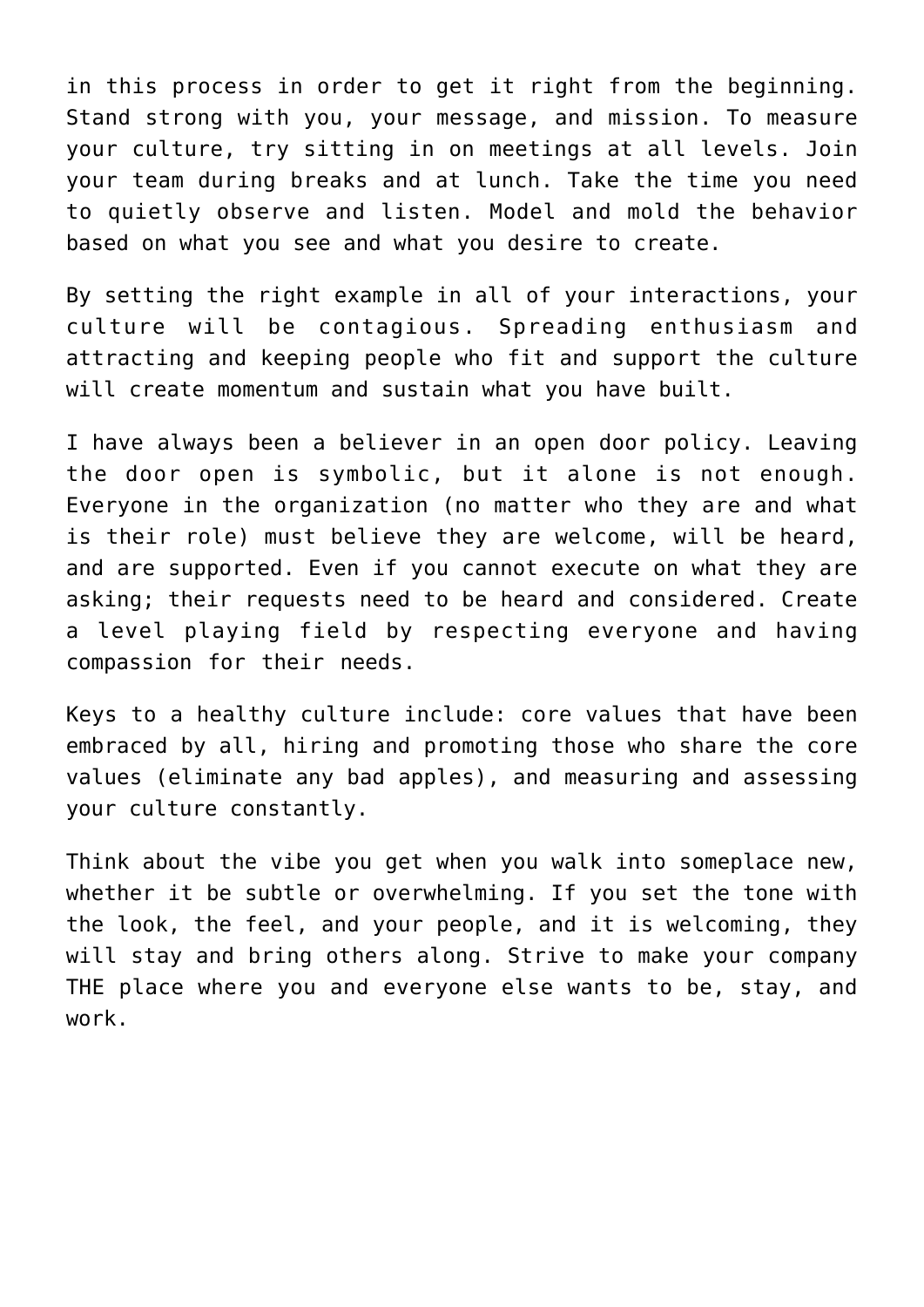in this process in order to get it right from the beginning. Stand strong with you, your message, and mission. To measure your culture, try sitting in on meetings at all levels. Join your team during breaks and at lunch. Take the time you need to quietly observe and listen. Model and mold the behavior based on what you see and what you desire to create.

By setting the right example in all of your interactions, your culture will be contagious. Spreading enthusiasm and attracting and keeping people who fit and support the culture will create momentum and sustain what you have built.

I have always been a believer in an open door policy. Leaving the door open is symbolic, but it alone is not enough. Everyone in the organization (no matter who they are and what is their role) must believe they are welcome, will be heard, and are supported. Even if you cannot execute on what they are asking; their requests need to be heard and considered. Create a level playing field by respecting everyone and having compassion for their needs.

Keys to a healthy culture include: core values that have been embraced by all, hiring and promoting those who share the core values (eliminate any bad apples), and measuring and assessing your culture constantly.

Think about the vibe you get when you walk into someplace new, whether it be subtle or overwhelming. If you set the tone with the look, the feel, and your people, and it is welcoming, they will stay and bring others along. Strive to make your company THE place where you and everyone else wants to be, stay, and work.